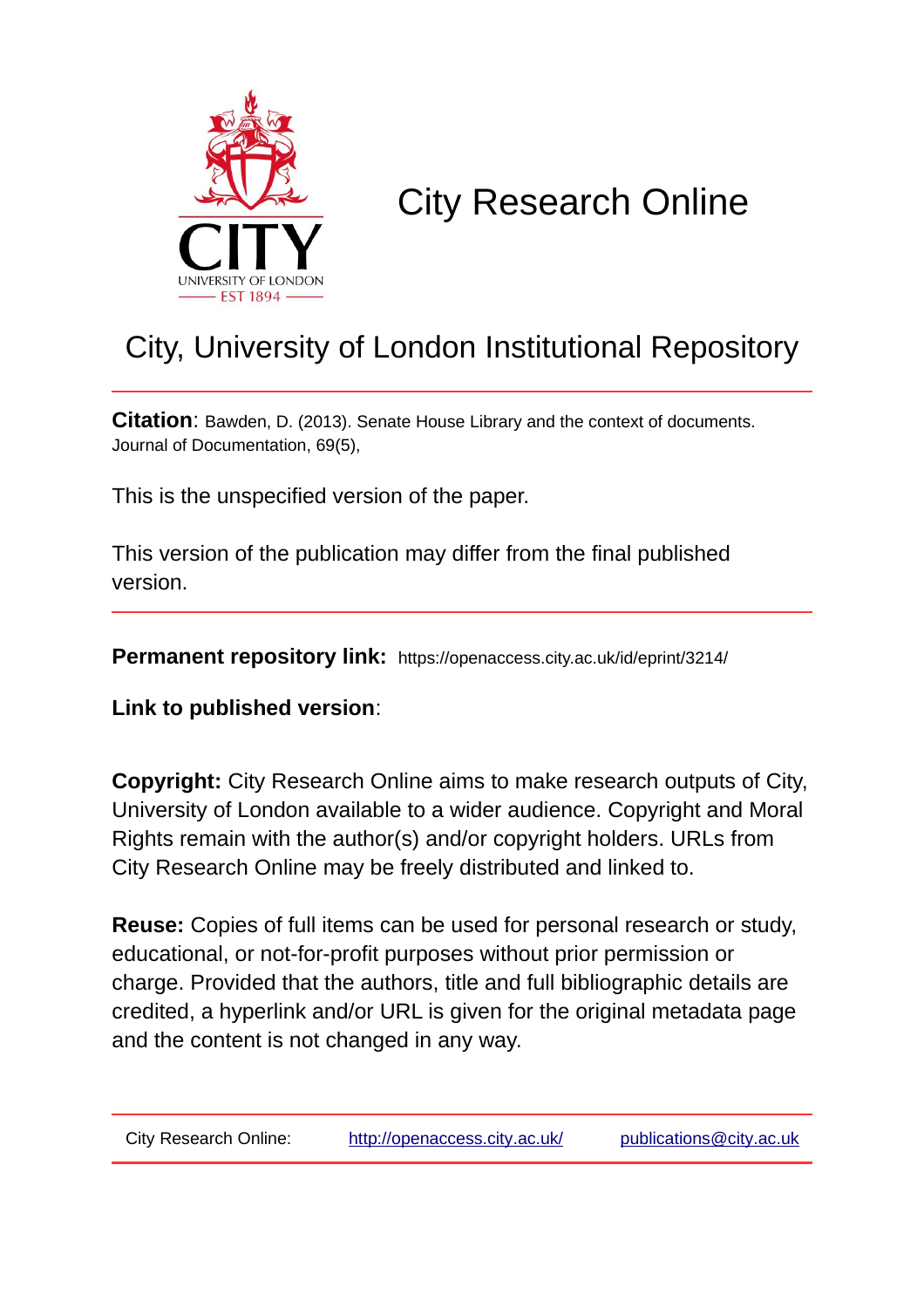# City Research Online

## City, University of London Institutional Repository

**Citation**: Bawden, D. (2013). Senate House Library and the context of documents. Journal of Documentation, 69(5),

This is the unspecified version of the paper.

This version of the publication may differ from the final published version.

**Permanent repository link:** https://openaccess.city.ac.uk/id/eprint/3214/

**Link to published version**:

**Copyright:** City Research Online aims to make research outputs of City, University of London available to a wider audience. Copyright and Moral Rights remain with the author(s) and/or copyright holders. URLs from City Research Online may be freely distributed and linked to.

**Reuse:** Copies of full items can be used for personal research or study, educational, or not-for-profit purposes without prior permission or charge. Provided that the authors, title and full bibliographic details are credited, a hyperlink and/or URL is given for the original metadata page and the content is not changed in any way.

City Research Online: http://openaccess.city.ac.uk/ publications@city.ac.uk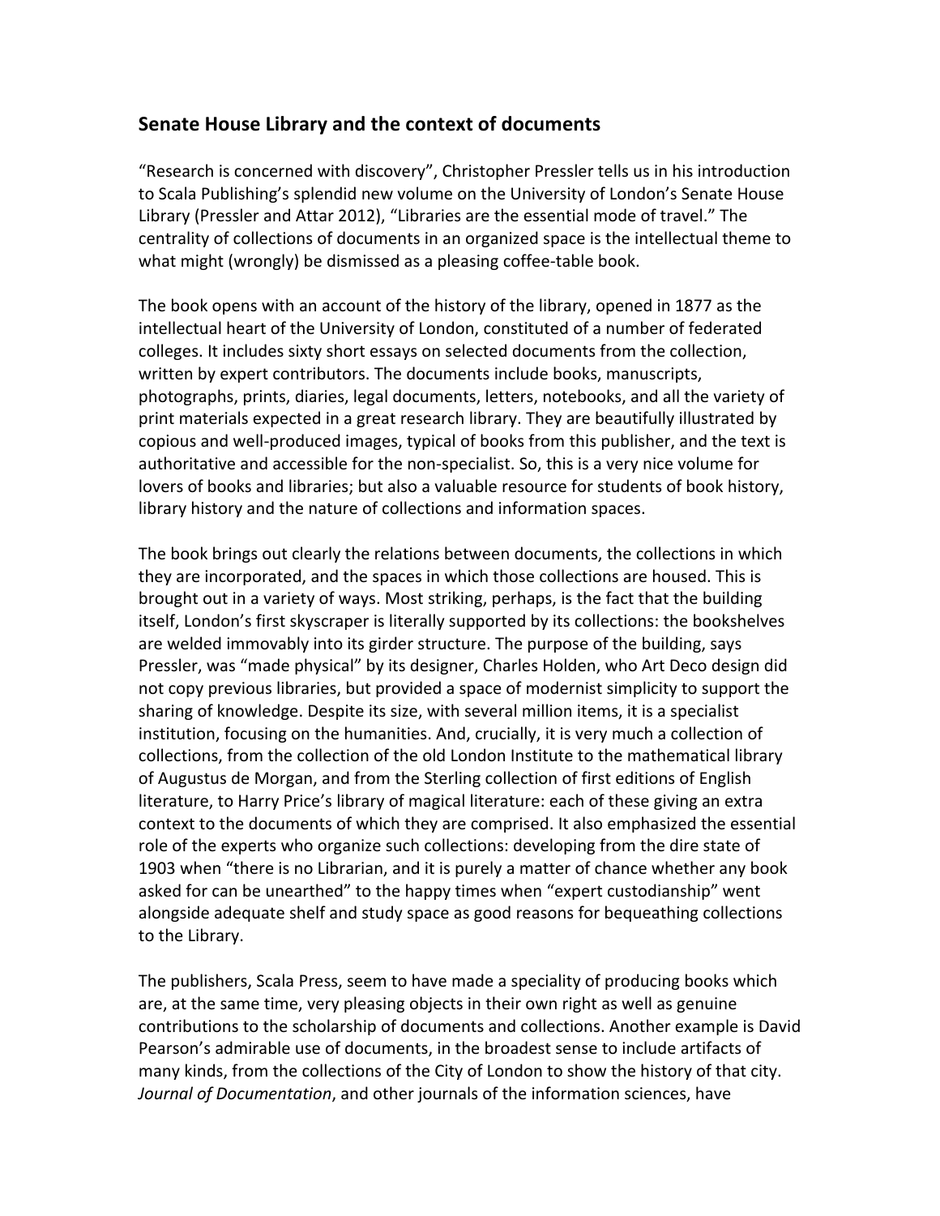## Senate House Library and the context of documents

"Research is concerned with discovery", Christopher Pressler tells us in his introduction to Scala Publishing's splendid new volume on the University of London's Senate House Library (Pressler and Attar 2012), "Libraries are the essential mode of travel." The centrality of collections of documents in an organized space is the intellectual theme to what might (wrongly) be dismissed as a pleasing coffee-table book.

The book opens with an account of the history of the library, opened in 1877 as the intellectual heart of the University of London, constituted of a number of federated colleges. It includes sixty short essays on selected documents from the collection, written by expert contributors. The documents include books, manuscripts, photographs, prints, diaries, legal documents, letters, notebooks, and all the variety of print materials expected in a great research library. They are beautifully illustrated by copious and well-produced images, typical of books from this publisher, and the text is authoritative and accessible for the non-specialist. So, this is a very nice volume for lovers of books and libraries; but also a valuable resource for students of book history, library history and the nature of collections and information spaces.

The book brings out clearly the relations between documents, the collections in which they are incorporated, and the spaces in which those collections are housed. This is brought out in a variety of ways. Most striking, perhaps, is the fact that the building itself, London's first skyscraper is literally supported by its collections: the bookshelves are welded immovably into its girder structure. The purpose of the building, says Pressler, was "made physical" by its designer, Charles Holden, who Art Deco design did not copy previous libraries, but provided a space of modernist simplicity to support the sharing of knowledge. Despite its size, with several million items, it is a specialist institution, focusing on the humanities. And, crucially, it is very much a collection of collections, from the collection of the old London Institute to the mathematical library of Augustus de Morgan, and from the Sterling collection of first editions of English literature, to Harry Price's library of magical literature: each of these giving an extra context to the documents of which they are comprised. It also emphasized the essential role of the experts who organize such collections: developing from the dire state of 1903 when "there is no Librarian, and it is purely a matter of chance whether any book asked for can be unearthed" to the happy times when "expert custodianship" went alongside adequate shelf and study space as good reasons for bequeathing collections to the Library.

The publishers, Scala Press, seem to have made a speciality of producing books which are, at the same time, very pleasing objects in their own right as well as genuine contributions to the scholarship of documents and collections. Another example is David Pearson's admirable use of documents, in the broadest sense to include artifacts of many kinds, from the collections of the City of London to show the history of that city. *Journal of Documentation*, and other journals of the information sciences, have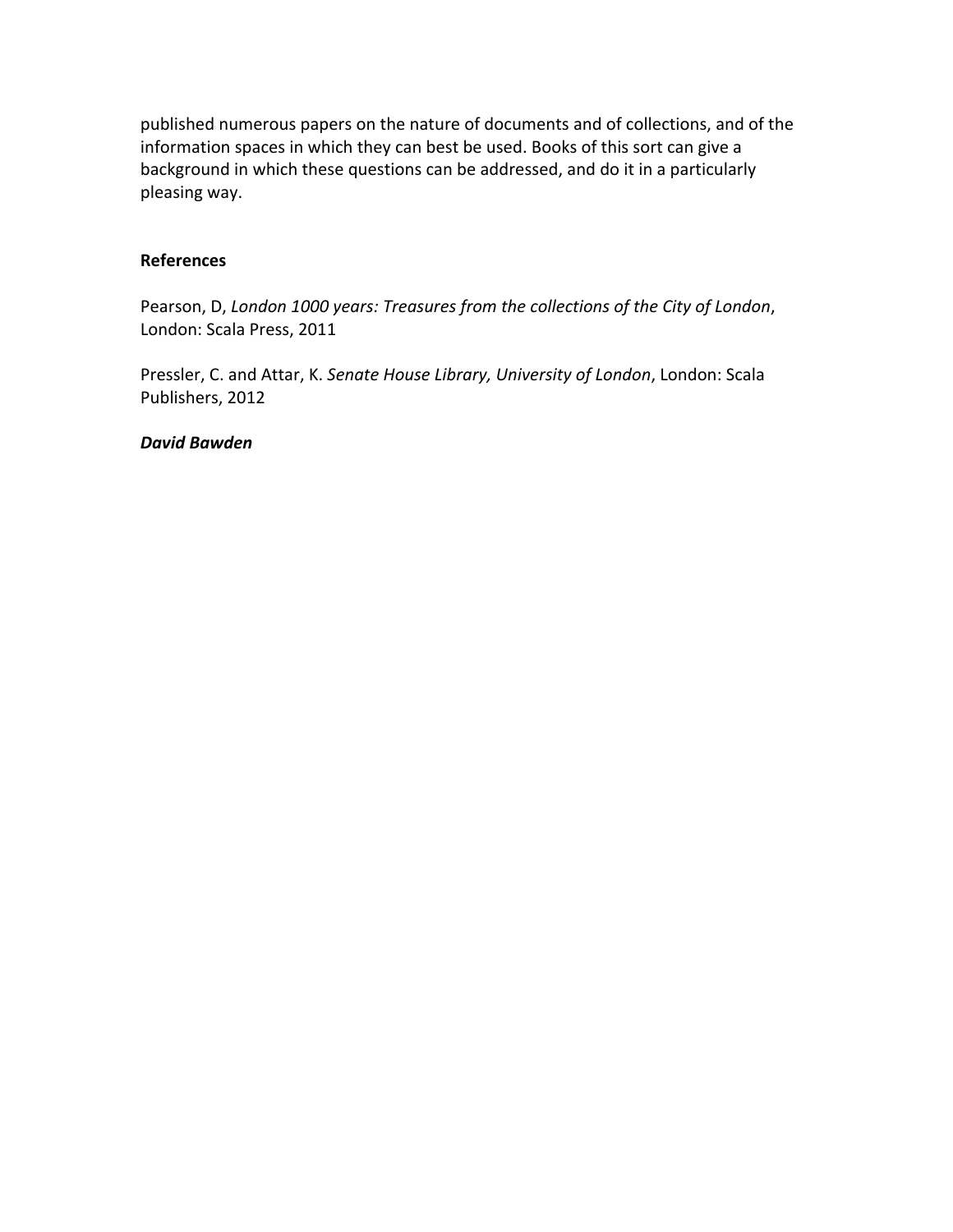published numerous papers on the nature of documents and of collections, and of the information spaces in which they can best be used. Books of this sort can give a background in which these questions can be addressed, and do it in a particularly pleasing way.

**References**

Pearson, D, *London 1000 years: Treasures from the collections of the City of London*, London: Scala Press, 2011

Pressler, C. and Attar, K. *Senate House Library, University of London*, London: Scala Publishers, 2012

***David Bawden***